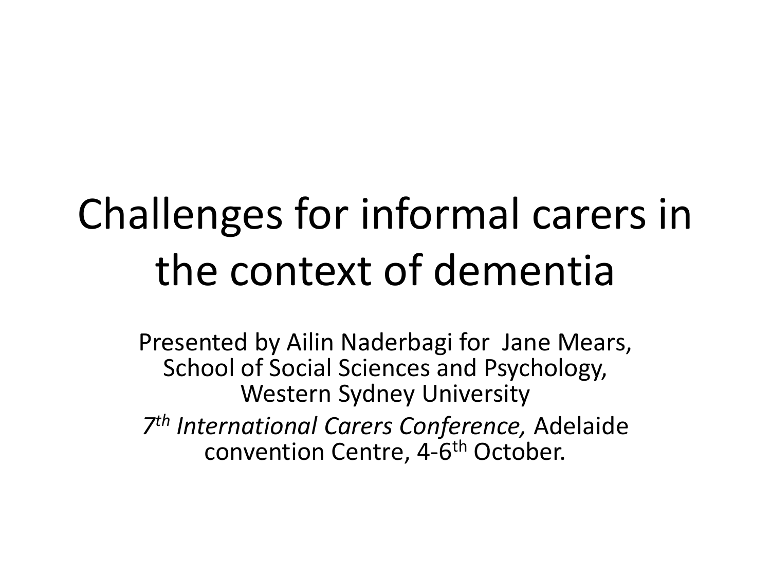# Challenges for informal carers in the context of dementia

Presented by Ailin Naderbagi for Jane Mears, School of Social Sciences and Psychology, Western Sydney University

*7th International Carers Conference,* Adelaide convention Centre, 4-6th October.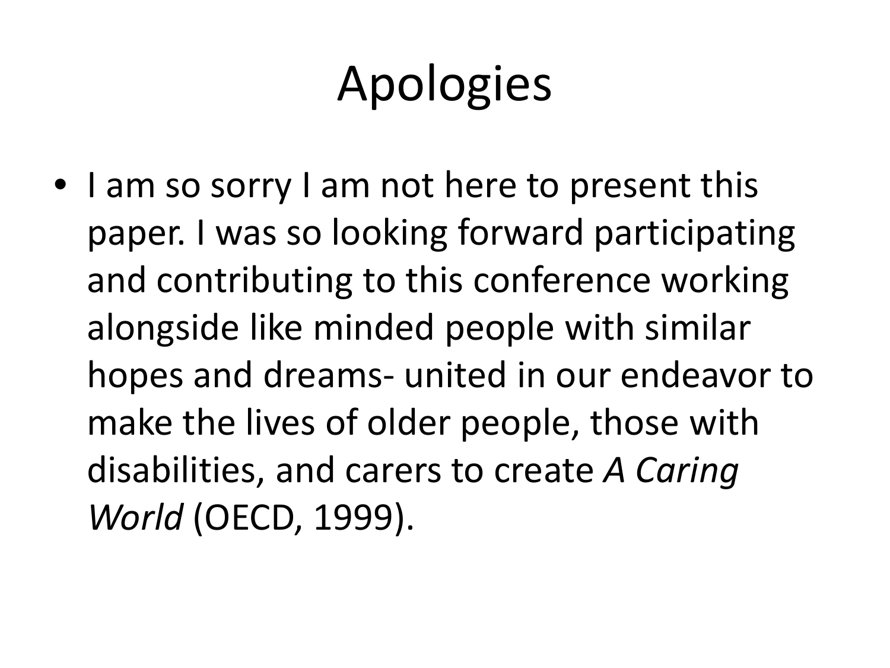# Apologies

- I am so sorry I am not here to present this paper. I was so looking forward participating and contributing to this conference working alongside like minded people with similar hopes and dreams- united in our endeavor to make the lives of older people, those with disabilities, and carers to create *A Caring World* (OECD, 1999).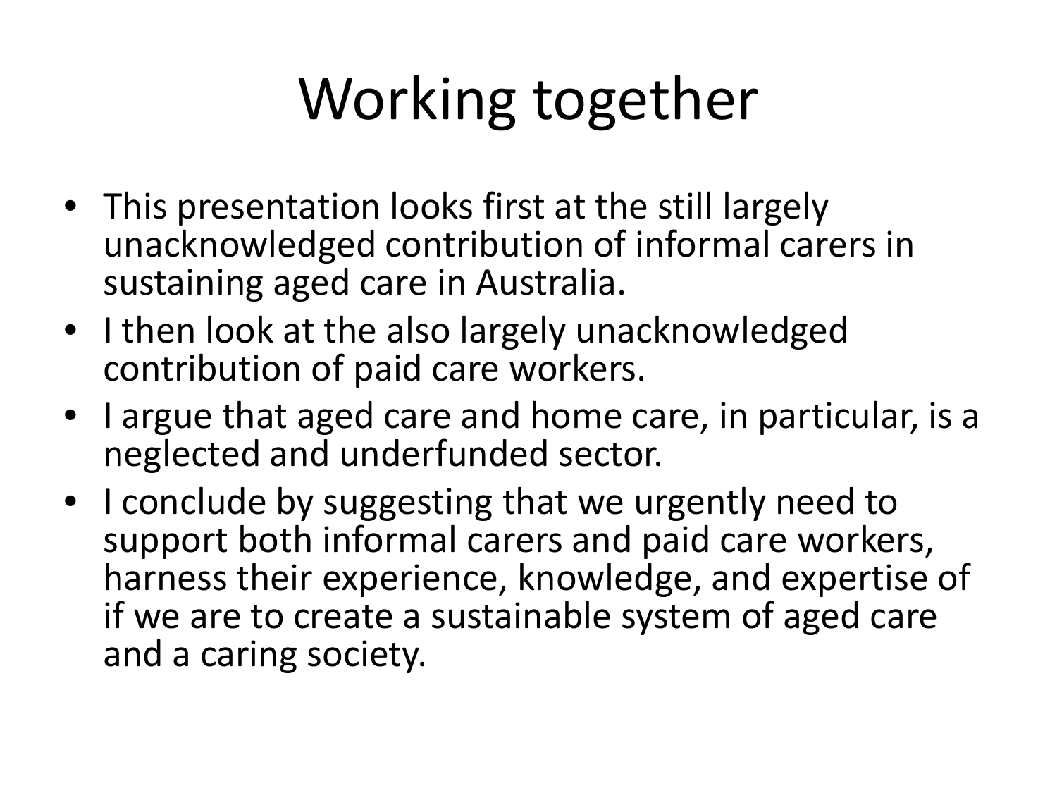# Working together

- This presentation looks first at the still largely unacknowledged contribution of informal carers in sustaining aged care in Australia.
- I then look at the also largely unacknowledged contribution of paid care workers.
- I argue that aged care and home care, in particular, is a neglected and underfunded sector.
- I conclude by suggesting that we urgently need to support both informal carers and paid care workers, harness their experience, knowledge, and expertise of if we are to create a sustainable system of aged care and a caring society.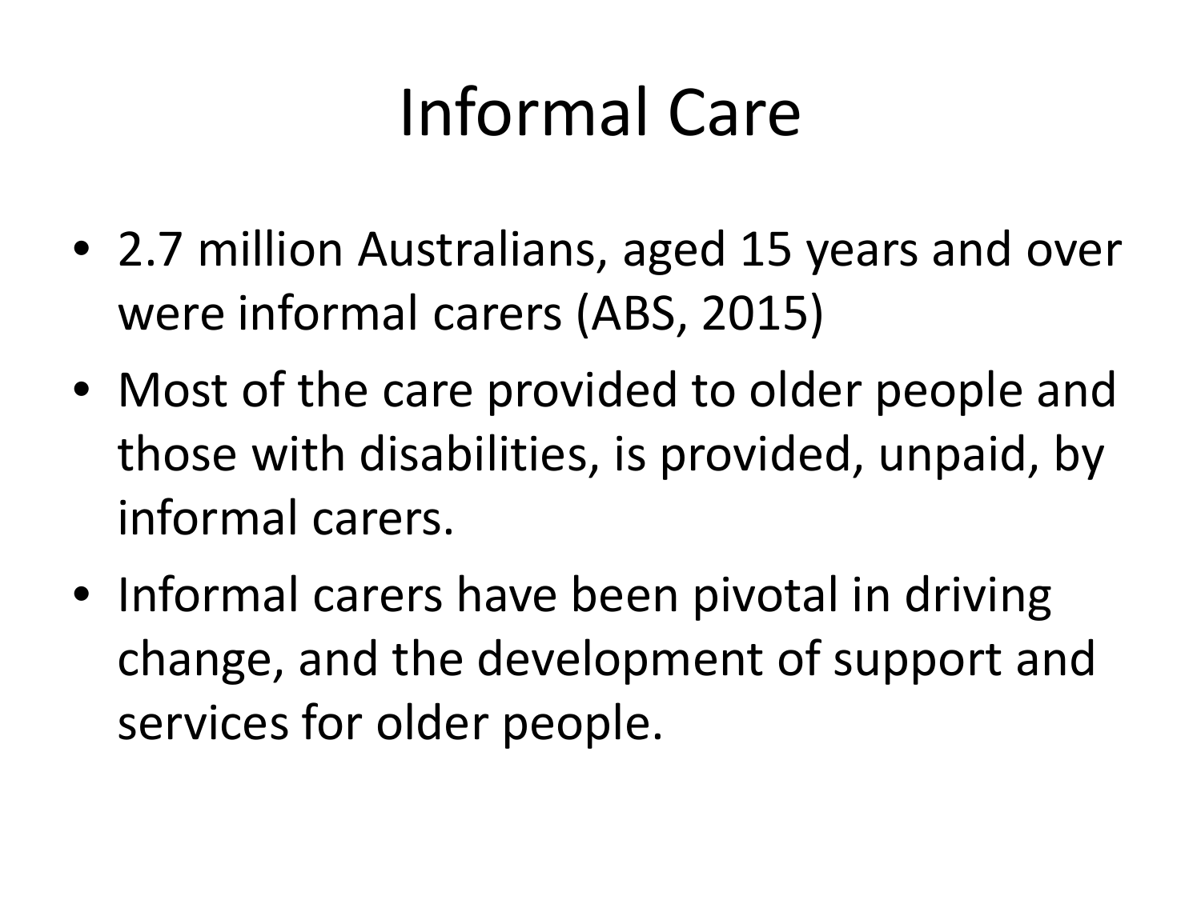# Informal Care

- 2.7 million Australians, aged 15 years and over were informal carers (ABS, 2015)
- Most of the care provided to older people and those with disabilities, is provided, unpaid, by informal carers.
- Informal carers have been pivotal in driving change, and the development of support and services for older people.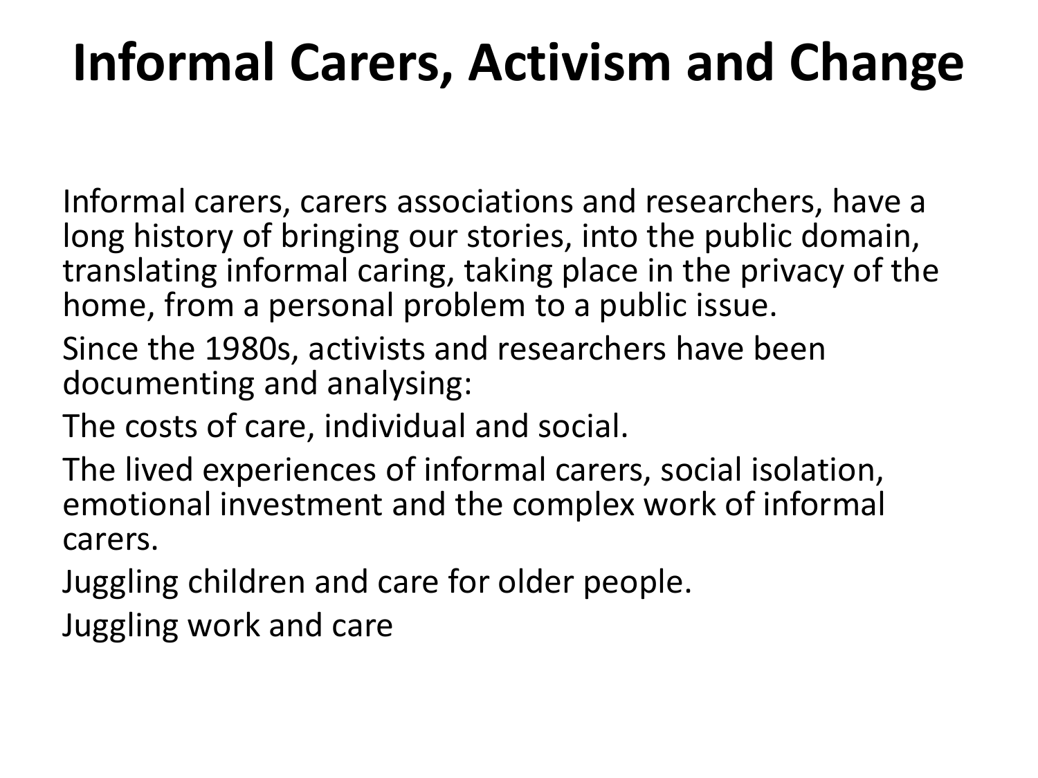# Informal Carers, Activism and Change

Informal carers, carers associations and researchers, have a long history of bringing our stories, into the public domain, translating informal caring, taking place in the privacy of the home, from a personal problem to a public issue.

Since the 1980s, activists and researchers have been documenting and analysing:

The costs of care, individual and social.

The lived experiences of informal carers, social isolation, emotional investment and the complex work of informal carers.

Juggling children and care for older people.

Juggling work and care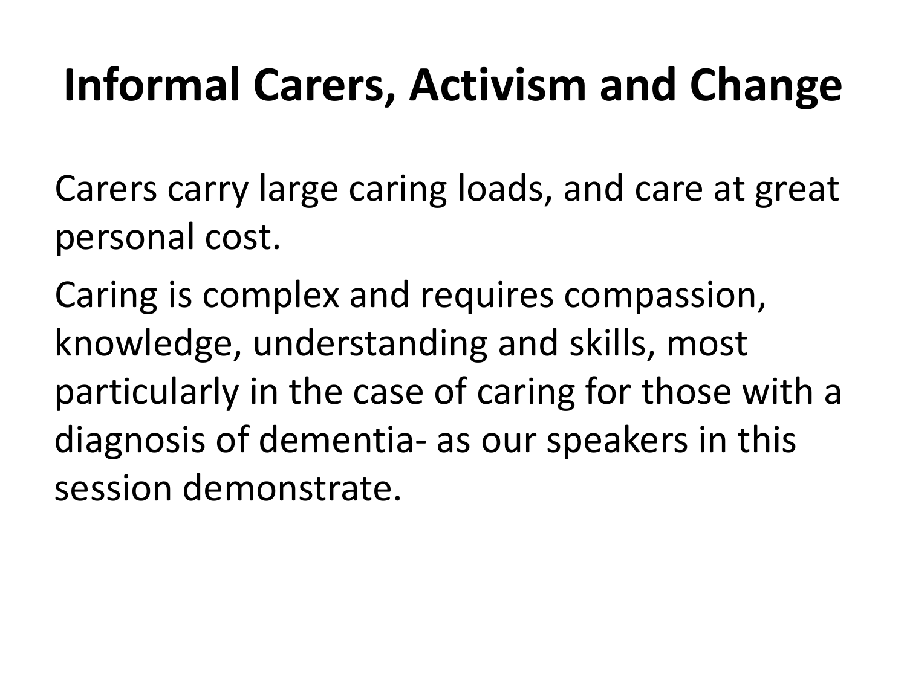# Informal Carers, Activism and Change

Carers carry large caring loads, and care at great personal cost.

Caring is complex and requires compassion, knowledge, understanding and skills, most particularly in the case of caring for those with a diagnosis of dementia- as our speakers in this session demonstrate.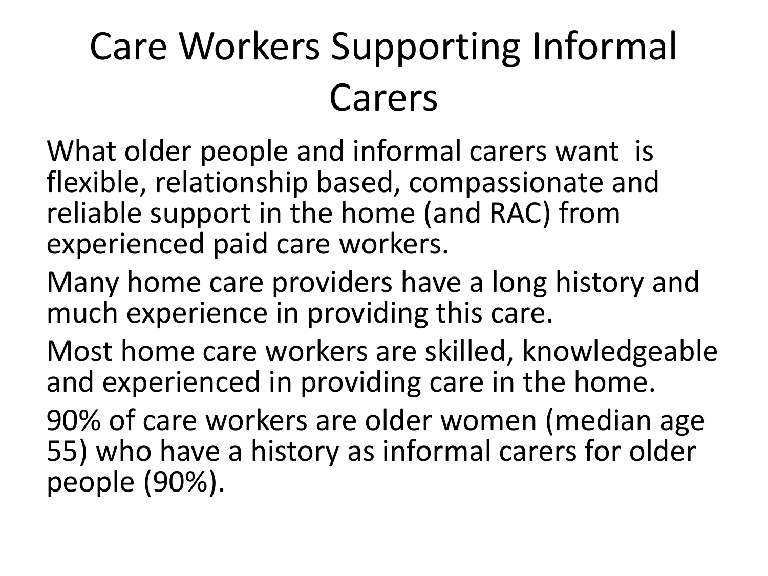# Care Workers Supporting Informal Carers

What older people and informal carers want is flexible, relationship based, compassionate and reliable support in the home (and RAC) from experienced paid care workers.

Many home care providers have a long history and much experience in providing this care.

Most home care workers are skilled, knowledgeable and experienced in providing care in the home.

90% of care workers are older women (median age 55) who have a history as informal carers for older people (90%).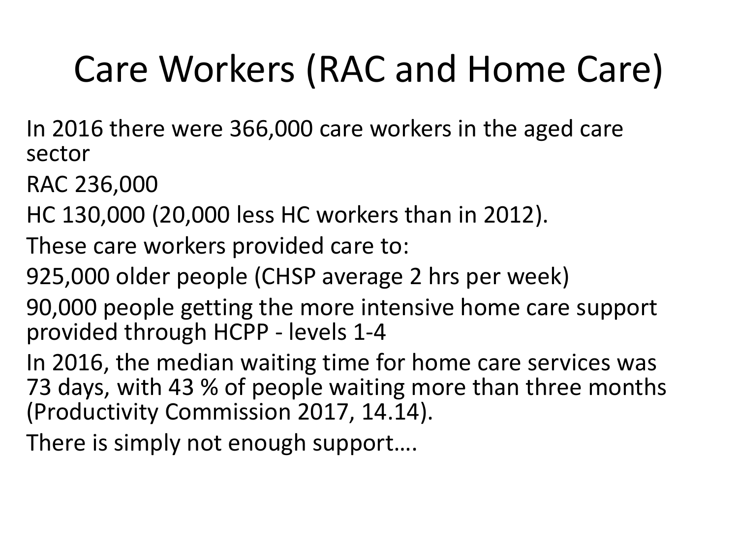# Care Workers (RAC and Home Care)

In 2016 there were 366,000 care workers in the aged care sector

RAC 236,000

HC 130,000 (20,000 less HC workers than in 2012).

These care workers provided care to:

925,000 older people (CHSP average 2 hrs per week)

90,000 people getting the more intensive home care support provided through HCPP - levels 1-4

In 2016, the median waiting time for home care services was 73 days, with 43 % of people waiting more than three months (Productivity Commission 2017, 14.14).

There is simply not enough support….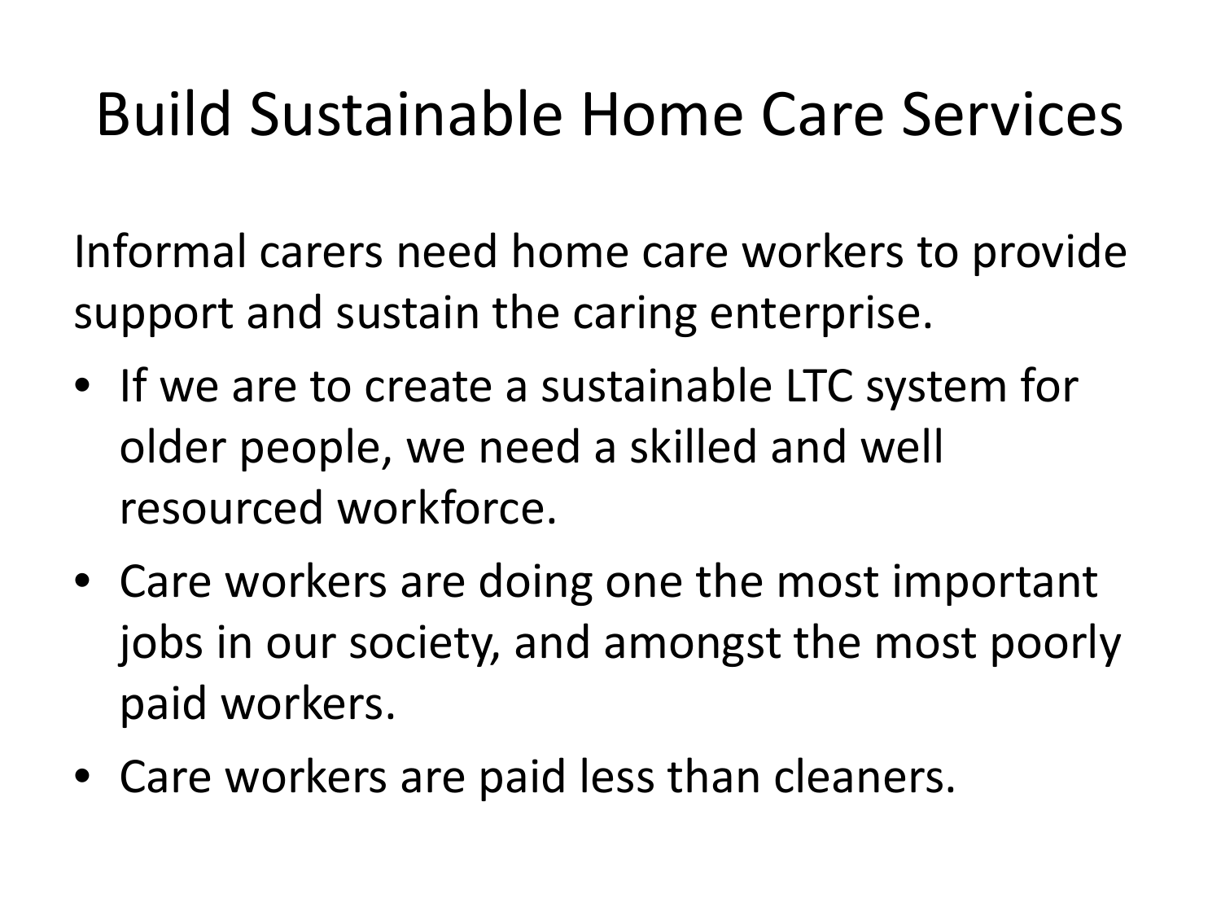# Build Sustainable Home Care Services

Informal carers need home care workers to provide support and sustain the caring enterprise.

- If we are to create a sustainable LTC system for older people, we need a skilled and well resourced workforce.
- Care workers are doing one the most important jobs in our society, and amongst the most poorly paid workers.
- Care workers are paid less than cleaners.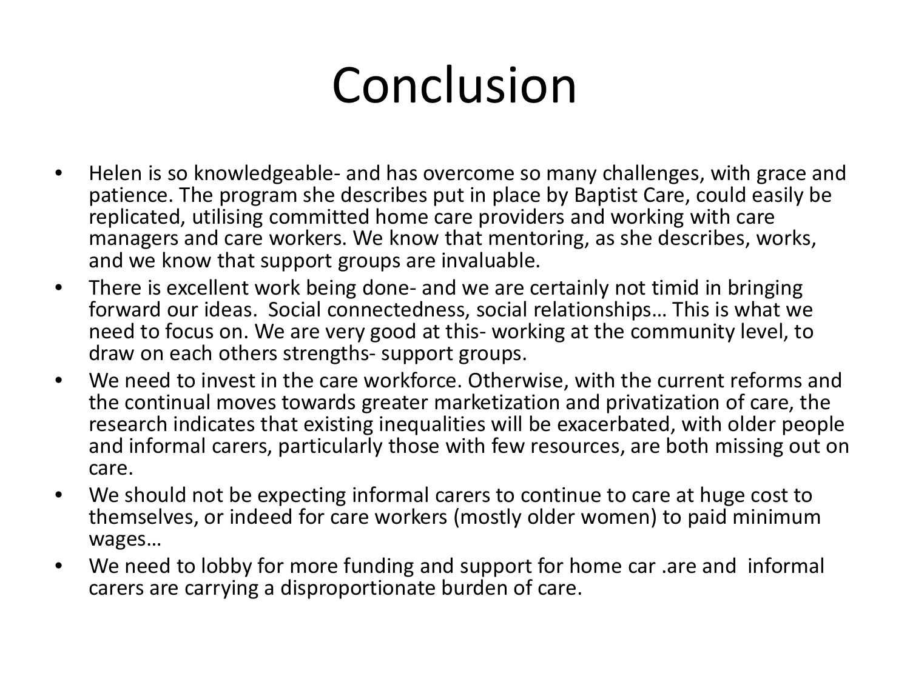# Conclusion

- Helen is so knowledgeable- and has overcome so many challenges, with grace and patience. The program she describes put in place by Baptist Care, could easily be replicated, utilising committed home care providers and working with care managers and care workers. We know that mentoring, as she describes, works, and we know that support groups are invaluable.
- There is excellent work being done- and we are certainly not timid in bringing forward our ideas. Social connectedness, social relationships… This is what we need to focus on. We are very good at this- working at the community level, to draw on each others strengths- support groups.
- We need to invest in the care workforce. Otherwise, with the current reforms and the continual moves towards greater marketization and privatization of care, the research indicates that existing inequalities will be exacerbated, with older people and informal carers, particularly those with few resources, are both missing out on care.
- We should not be expecting informal carers to continue to care at huge cost to themselves, or indeed for care workers (mostly older women) to paid minimum wages…
- We need to lobby for more funding and support for home car .are and informal carers are carrying a disproportionate burden of care.